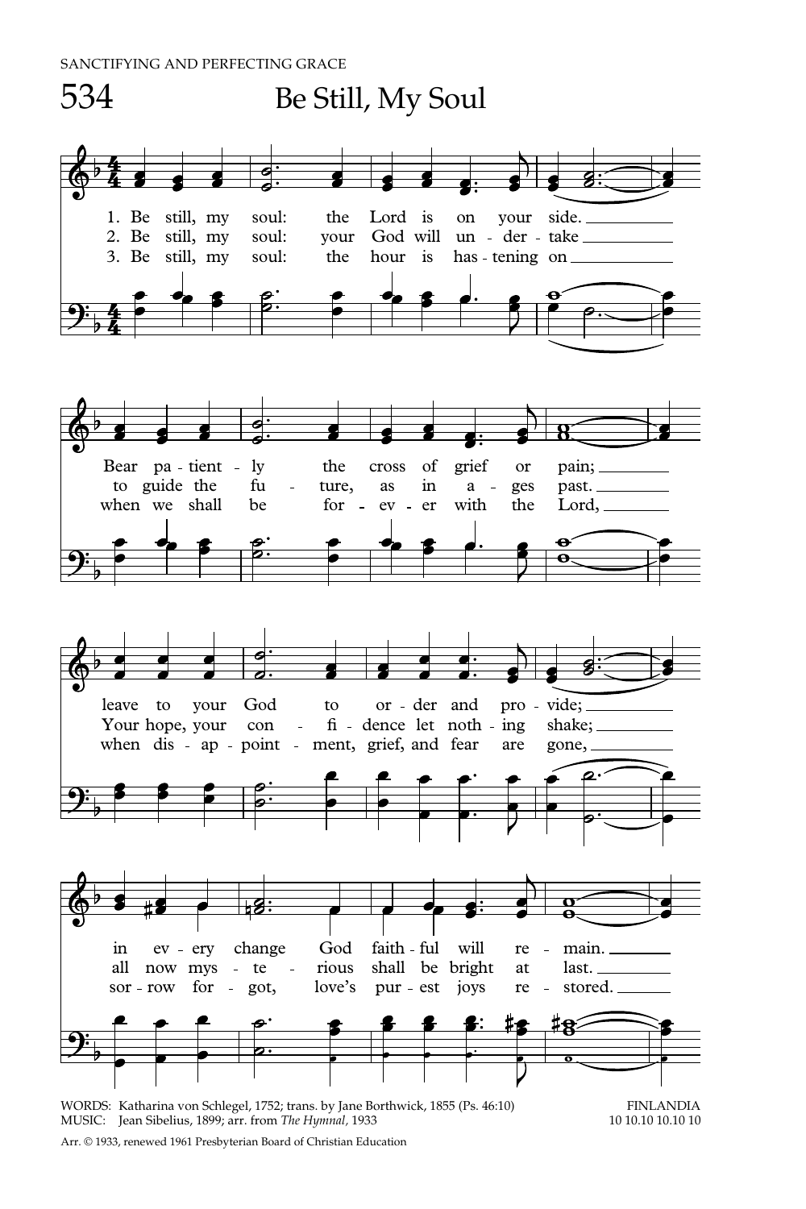SANCTIFYING AND PERFECTING GRACE

# 534 Be Still, My Soul

1. Be still, my soul: the Lord is on your side.
Bear patiently the cross of grief or pain;
leave to your God to order and provide;
in every change God faithful will remain.

2. Be still, my soul: your God will undertake
to guide the future, as in ages past.
Your hope, your confidence let nothing shake;
all now mysterious shall be bright at last.

3. Be still, my soul: the hour is hastening on
when we shall be forever with the Lord,
when disappointment, grief, and fear are gone,
sorrow forgot, love's purest joys restored.

WORDS: Katharina von Schlegel, 1752; trans. by Jane Borthwick, 1855 (Ps. 46:10)
MUSIC: Jean Sibelius, 1899; arr. from *The Hymnal*, 1933

FINLANDIA
10 10.10 10.10 10

Arr. © 1933, renewed 1961 Presbyterian Board of Christian Education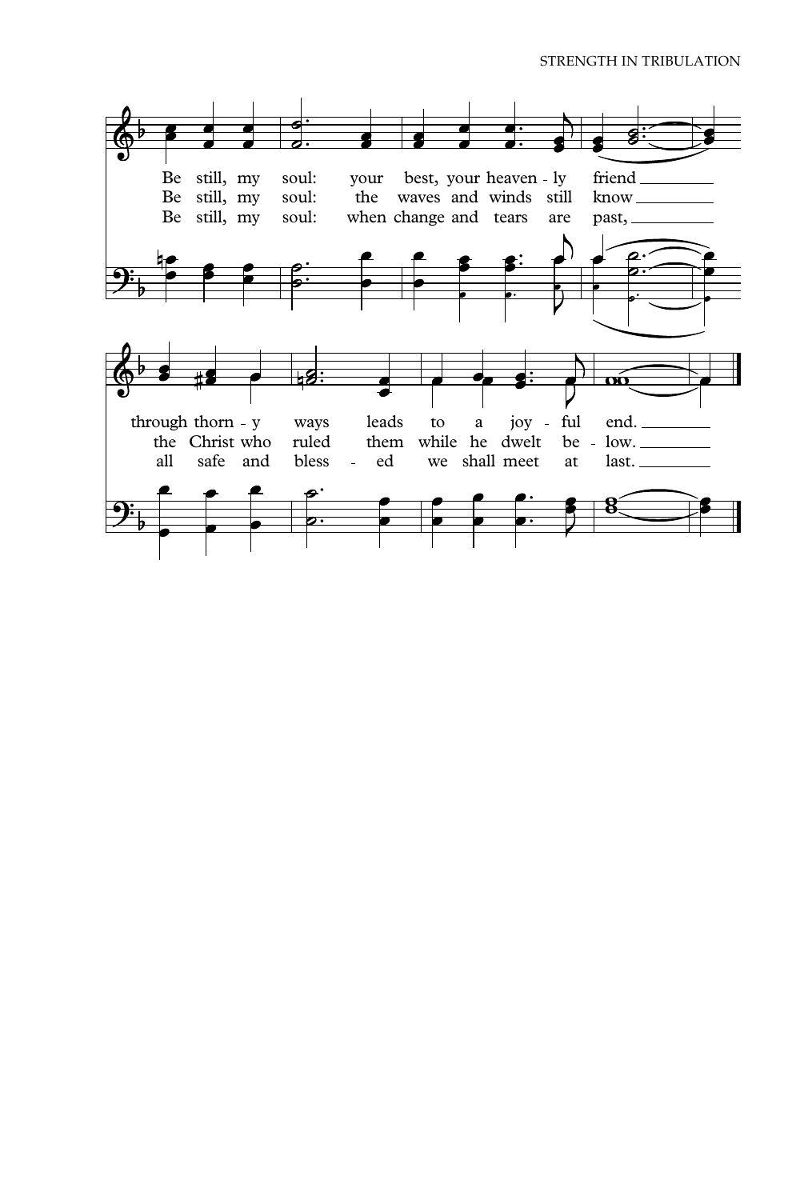Be still, my soul: your best, your heaven - ly friend
through thorn - y ways leads to a joy - ful end.

Be still, my soul: the waves and winds still know
the Christ who ruled them while he dwelt be - low.

Be still, my soul: when change and tears are past,
all safe and bless - ed we shall meet at last.